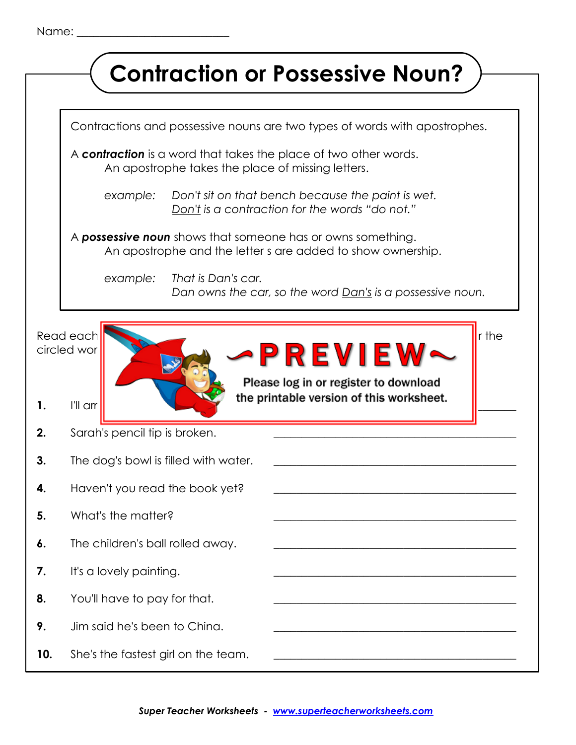Name: ___________________________

# Contraction or Possessive Noun?

Contractions and possessive nouns are two types of words with apostrophes.

A ***contraction*** is a word that takes the place of two other words.
An apostrophe takes the place of missing letters.

*example:* *Don't sit on that bench because the paint is wet.*
*Don't is a contraction for the words "do not."*

A ***possessive noun*** shows that someone has or owns something.
An apostrophe and the letter s are added to show ownership.

*example:* *That is Dan's car.*
*Dan owns the car, so the word Dan's is a possessive noun.*

Read each ... r the
circled wor...

~PREVIEW~
Please log in or register to download the printable version of this worksheet.

**1.** I'll arr... ___________________________

**2.** Sarah's pencil tip is broken. ___________________________

**3.** The dog's bowl is filled with water. ___________________________

**4.** Haven't you read the book yet? ___________________________

**5.** What's the matter? ___________________________

**6.** The children's ball rolled away. ___________________________

**7.** It's a lovely painting. ___________________________

**8.** You'll have to pay for that. ___________________________

**9.** Jim said he's been to China. ___________________________

**10.** She's the fastest girl on the team. ___________________________

***Super Teacher Worksheets** - [www.superteacherworksheets.com](http://www.superteacherworksheets.com)*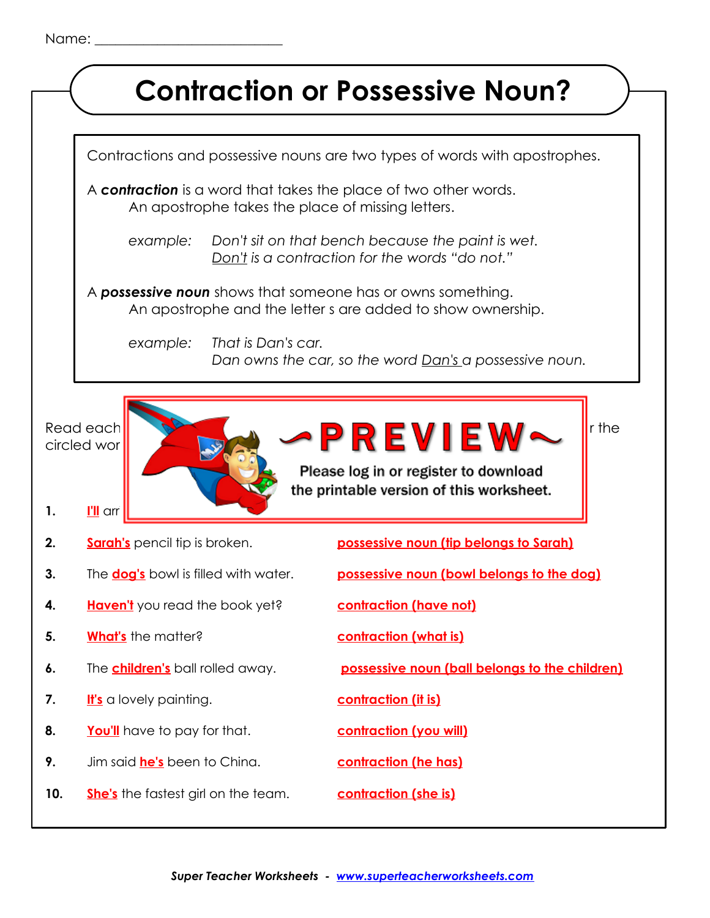Name: ___________________________

# Contraction or Possessive Noun?

Contractions and possessive nouns are two types of words with apostrophes.

A ***contraction*** is a word that takes the place of two other words.
An apostrophe takes the place of missing letters.

*example:* *Don't sit on that bench because the paint is wet.*
*Don't is a contraction for the words "do not."*

A ***possessive noun*** shows that someone has or owns something.
An apostrophe and the letter s are added to show ownership.

*example:* *That is Dan's car.*
*Dan owns the car, so the word Dan's a possessive noun.*

Read each ... r the circled wor...

~PREVIEW~

Please log in or register to download the printable version of this worksheet.

1. I'll arr...

2. Sarah's pencil tip is broken. — possessive noun (tip belongs to Sarah)

3. The dog's bowl is filled with water. — possessive noun (bowl belongs to the dog)

4. Haven't you read the book yet? — contraction (have not)

5. What's the matter? — contraction (what is)

6. The children's ball rolled away. — possessive noun (ball belongs to the children)

7. It's a lovely painting. — contraction (it is)

8. You'll have to pay for that. — contraction (you will)

9. Jim said he's been to China. — contraction (he has)

10. She's the fastest girl on the team. — contraction (she is)